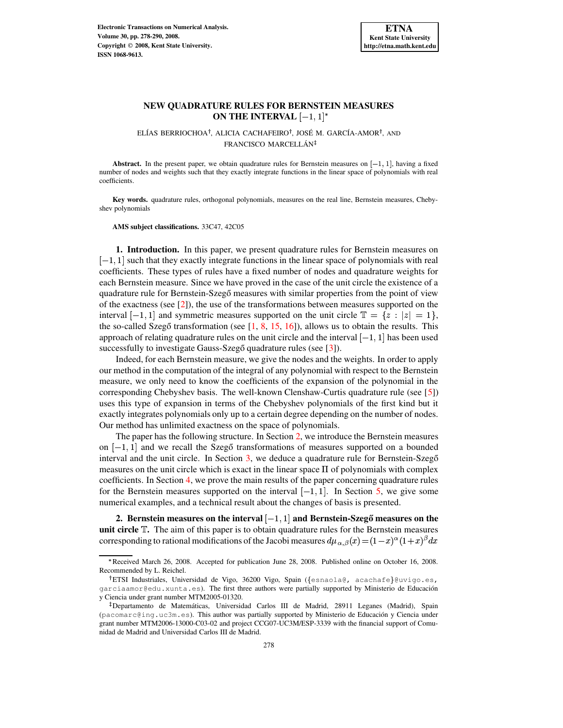# NEW QUADRATURE RULES FOR BERNSTEIN MEASURES ON THE INTERVAL $[-1, 1]$*

ELÍAS BERRIOCHOA†, ALICIA CACHAFEIRO†, JOSÉ M. GARCÍA-AMOR†, AND FRANCISCO MARCELLÁN‡

**Abstract.** In the present paper, we obtain quadrature rules for Bernstein measures on $[-1, 1]$, having a fixed number of nodes and weights such that they exactly integrate functions in the linear space of polynomials with real coefficients.

**Key words.** quadrature rules, orthogonal polynomials, measures on the real line, Bernstein measures, Chebyshev polynomials

**AMS subject classifications.** 33C47, 42C05

## 1. Introduction.

In this paper, we present quadrature rules for Bernstein measures on $[-1, 1]$ such that they exactly integrate functions in the linear space of polynomials with real coefficients. These types of rules have a fixed number of nodes and quadrature weights for each Bernstein measure. Since we have proved in the case of the unit circle the existence of a quadrature rule for Bernstein-Szegő measures with similar properties from the point of view of the exactness (see [2]), the use of the transformations between measures supported on the interval $[-1, 1]$ and symmetric measures supported on the unit circle $\mathbb{T} = \{z : |z| = 1\}$, the so-called Szegő transformation (see [1, 8, 15, 16]), allows us to obtain the results. This approach of relating quadrature rules on the unit circle and the interval $[-1, 1]$ has been used successfully to investigate Gauss-Szegő quadrature rules (see [3]).

Indeed, for each Bernstein measure, we give the nodes and the weights. In order to apply our method in the computation of the integral of any polynomial with respect to the Bernstein measure, we only need to know the coefficients of the expansion of the polynomial in the corresponding Chebyshev basis. The well-known Clenshaw-Curtis quadrature rule (see [5]) uses this type of expansion in terms of the Chebyshev polynomials of the first kind but it exactly integrates polynomials only up to a certain degree depending on the number of nodes. Our method has unlimited exactness on the space of polynomials.

The paper has the following structure. In Section 2, we introduce the Bernstein measures on $[-1, 1]$ and we recall the Szegő transformations of measures supported on a bounded interval and the unit circle. In Section 3, we deduce a quadrature rule for Bernstein-Szegő measures on the unit circle which is exact in the linear space $\Pi$ of polynomials with complex coefficients. In Section 4, we prove the main results of the paper concerning quadrature rules for the Bernstein measures supported on the interval $[-1, 1]$. In Section 5, we give some numerical examples, and a technical result about the changes of basis is presented.

## 2. Bernstein measures on the interval $[-1, 1]$ and Bernstein-Szegő measures on the unit circle $\mathbb{T}$.

The aim of this paper is to obtain quadrature rules for the Bernstein measures corresponding to rational modifications of the Jacobi measures $d\mu_{\alpha,\beta}(x) = (1-x)^{\alpha}(1+x)^{\beta}dx$

---

*Received March 26, 2008. Accepted for publication June 28, 2008. Published online on October 16, 2008. Recommended by L. Reichel.

†ETSI Industriales, Universidad de Vigo, 36200 Vigo, Spain ({esnaola@, acachafe}@uvigo.es, garciaamor@edu.xunta.es). The first three authors were partially supported by Ministerio de Educación y Ciencia under grant number MTM2005-01320.

‡Departamento de Matemáticas, Universidad Carlos III de Madrid, 28911 Leganes (Madrid), Spain (pacomarc@ing.uc3m.es). This author was partially supported by Ministerio de Educación y Ciencia under grant number MTM2006-13000-C03-02 and project CCG07-UC3M/ESP-3339 with the financial support of Comunidad de Madrid and Universidad Carlos III de Madrid.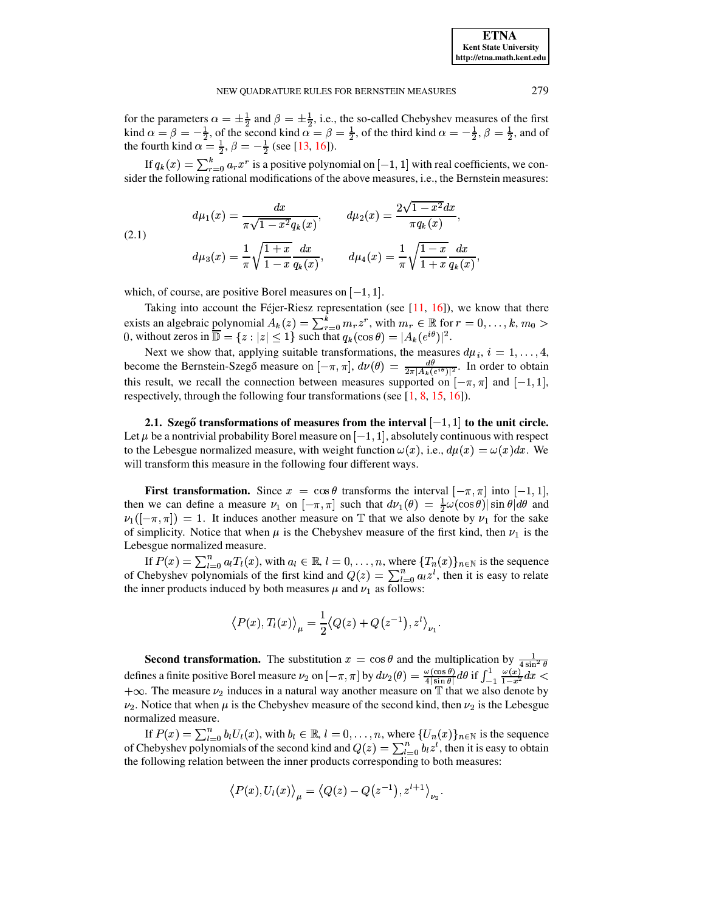for the parameters $\alpha = \pm\frac{1}{2}$ and $\beta = \pm\frac{1}{2}$, i.e., the so-called Chebyshev measures of the first kind $\alpha = \beta = -\frac{1}{2}$, of the second kind $\alpha = \beta = \frac{1}{2}$, of the third kind $\alpha = -\frac{1}{2}$, $\beta = \frac{1}{2}$, and of the fourth kind $\alpha = \frac{1}{2}$, $\beta = -\frac{1}{2}$ (see [13, 16]).

If $q_k(x) = \sum_{r=0}^{k} a_r x^r$ is a positive polynomial on $[-1,1]$ with real coefficients, we consider the following rational modifications of the above measures, i.e., the Bernstein measures:

$$
\begin{aligned}
d\mu_1(x) &= \frac{dx}{\pi\sqrt{1-x^2}\,q_k(x)}, \qquad & d\mu_2(x) &= \frac{2\sqrt{1-x^2}\,dx}{\pi q_k(x)}, \\
d\mu_3(x) &= \frac{1}{\pi}\sqrt{\frac{1+x}{1-x}}\frac{dx}{q_k(x)}, \qquad & d\mu_4(x) &= \frac{1}{\pi}\sqrt{\frac{1-x}{1+x}}\frac{dx}{q_k(x)},
\end{aligned}
\tag{2.1}
$$

which, of course, are positive Borel measures on $[-1,1]$.

Taking into account the Féjer-Riesz representation (see [11, 16]), we know that there exists an algebraic polynomial $A_k(z) = \sum_{r=0}^{k} m_r z^r$, with $m_r \in \mathbb{R}$ for $r = 0, \ldots, k$, $m_0 > 0$, without zeros in $\overline{\mathbb{D}} = \{z : |z| \leq 1\}$ such that $q_k(\cos\theta) = |A_k(e^{i\theta})|^2$.

Next we show that, applying suitable transformations, the measures $d\mu_i$, $i = 1, \ldots, 4$, become the Bernstein-Szegő measure on $[-\pi,\pi]$, $d\nu(\theta) = \frac{d\theta}{2\pi|A_k(e^{i\theta})|^2}$. In order to obtain this result, we recall the connection between measures supported on $[-\pi,\pi]$ and $[-1,1]$, respectively, through the following four transformations (see [1, 8, 15, 16]).

**2.1. Szegő transformations of measures from the interval $[-1,1]$ to the unit circle.** Let $\mu$ be a nontrivial probability Borel measure on $[-1,1]$, absolutely continuous with respect to the Lebesgue normalized measure, with weight function $\omega(x)$, i.e., $d\mu(x) = \omega(x)dx$. We will transform this measure in the following four different ways.

**First transformation.** Since $x = \cos\theta$ transforms the interval $[-\pi,\pi]$ into $[-1,1]$, then we can define a measure $\nu_1$ on $[-\pi,\pi]$ such that $d\nu_1(\theta) = \frac{1}{2}\omega(\cos\theta)|\sin\theta|d\theta$ and $\nu_1([-\pi,\pi]) = 1$. It induces another measure on $\mathbb{T}$ that we also denote by $\nu_1$ for the sake of simplicity. Notice that when $\mu$ is the Chebyshev measure of the first kind, then $\nu_1$ is the Lebesgue normalized measure.

If $P(x) = \sum_{l=0}^{n} a_l T_l(x)$, with $a_l \in \mathbb{R}$, $l = 0, \ldots, n$, where $\{T_n(x)\}_{n\in\mathbb{N}}$ is the sequence of Chebyshev polynomials of the first kind and $Q(z) = \sum_{l=0}^{n} a_l z^l$, then it is easy to relate the inner products induced by both measures $\mu$ and $\nu_1$ as follows:

$$
\left\langle P(x), T_l(x)\right\rangle_{\mu} = \frac{1}{2}\left\langle Q(z) + Q\left(z^{-1}\right), z^l\right\rangle_{\nu_1}.
$$

**Second transformation.** The substitution $x = \cos\theta$ and the multiplication by $\frac{1}{4\sin^2\theta}$ defines a finite positive Borel measure $\nu_2$ on $[-\pi,\pi]$ by $d\nu_2(\theta) = \frac{\omega(\cos\theta)}{4|\sin\theta|}d\theta$ if $\int_{-1}^{1}\frac{\omega(x)}{1-x^2}dx < +\infty$. The measure $\nu_2$ induces in a natural way another measure on $\mathbb{T}$ that we also denote by $\nu_2$. Notice that when $\mu$ is the Chebyshev measure of the second kind, then $\nu_2$ is the Lebesgue normalized measure.

If $P(x) = \sum_{l=0}^{n} b_l U_l(x)$, with $b_l \in \mathbb{R}$, $l = 0, \ldots, n$, where $\{U_n(x)\}_{n\in\mathbb{N}}$ is the sequence of Chebyshev polynomials of the second kind and $Q(z) = \sum_{l=0}^{n} b_l z^l$, then it is easy to obtain the following relation between the inner products corresponding to both measures:

$$
\left\langle P(x), U_l(x)\right\rangle_{\mu} = \left\langle Q(z) - Q\left(z^{-1}\right), z^{l+1}\right\rangle_{\nu_2}.
$$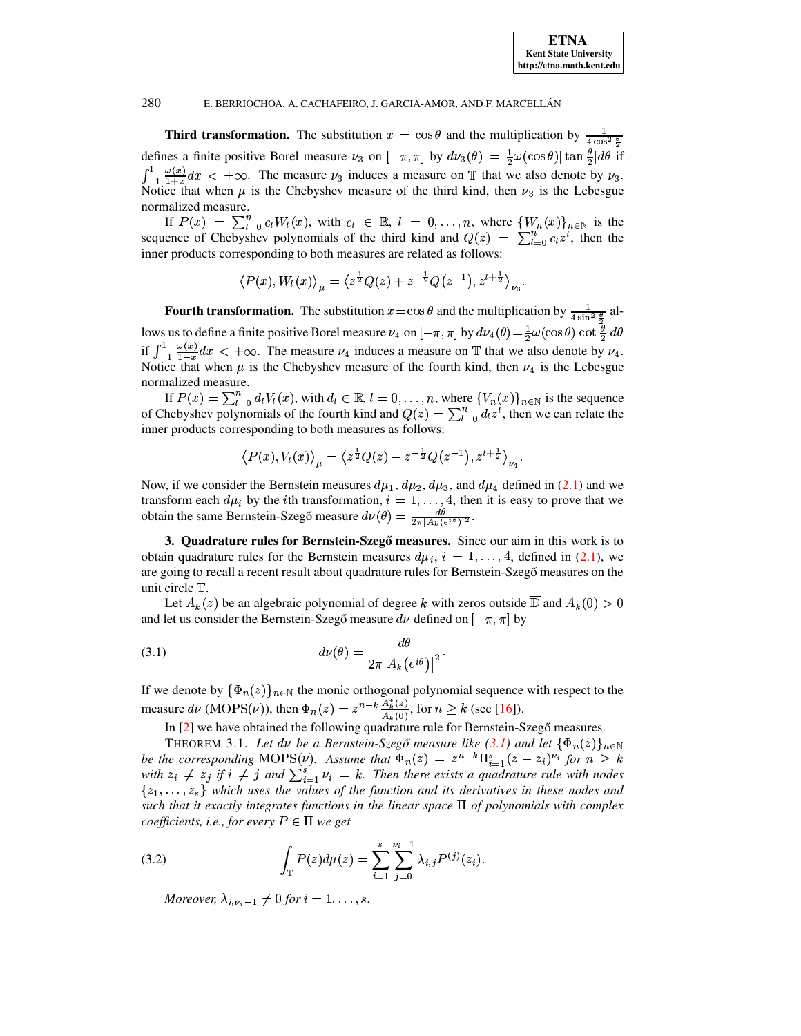**Third transformation.** The substitution $x = \cos\theta$ and the multiplication by $\frac{1}{4\cos^2\frac{\theta}{2}}$ defines a finite positive Borel measure $\nu_3$ on $[-\pi,\pi]$ by $d\nu_3(\theta) = \frac{1}{2}\omega(\cos\theta)|\tan\frac{\theta}{2}|d\theta$ if $\int_{-1}^{1}\frac{\omega(x)}{1+x}dx < +\infty$. The measure $\nu_3$ induces a measure on $\mathbb{T}$ that we also denote by $\nu_3$. Notice that when $\mu$ is the Chebyshev measure of the third kind, then $\nu_3$ is the Lebesgue normalized measure.

If $P(x) = \sum_{l=0}^{n} c_l W_l(x)$, with $c_l \in \mathbb{R}$, $l = 0,\ldots,n$, where $\{W_n(x)\}_{n\in\mathbb{N}}$ is the sequence of Chebyshev polynomials of the third kind and $Q(z) = \sum_{l=0}^{n} c_l z^l$, then the inner products corresponding to both measures are related as follows:

$$\left\langle P(x), W_l(x)\right\rangle_{\mu} = \left\langle z^{\frac{1}{2}}Q(z) + z^{-\frac{1}{2}}Q\left(z^{-1}\right), z^{l+\frac{1}{2}}\right\rangle_{\nu_3}.$$

**Fourth transformation.** The substitution $x = \cos\theta$ and the multiplication by $\frac{1}{4\sin^2\frac{\theta}{2}}$ allows us to define a finite positive Borel measure $\nu_4$ on $[-\pi,\pi]$ by $d\nu_4(\theta) = \frac{1}{2}\omega(\cos\theta)|\cot\frac{\theta}{2}|d\theta$ if $\int_{-1}^{1}\frac{\omega(x)}{1-x}dx < +\infty$. The measure $\nu_4$ induces a measure on $\mathbb{T}$ that we also denote by $\nu_4$. Notice that when $\mu$ is the Chebyshev measure of the fourth kind, then $\nu_4$ is the Lebesgue normalized measure.

If $P(x) = \sum_{l=0}^{n} d_l V_l(x)$, with $d_l \in \mathbb{R}$, $l = 0,\ldots,n$, where $\{V_n(x)\}_{n\in\mathbb{N}}$ is the sequence of Chebyshev polynomials of the fourth kind and $Q(z) = \sum_{l=0}^{n} d_l z^l$, then we can relate the inner products corresponding to both measures as follows:

$$\left\langle P(x), V_l(x)\right\rangle_{\mu} = \left\langle z^{\frac{1}{2}}Q(z) - z^{-\frac{1}{2}}Q\left(z^{-1}\right), z^{l+\frac{1}{2}}\right\rangle_{\nu_4}.$$

Now, if we consider the Bernstein measures $d\mu_1$, $d\mu_2$, $d\mu_3$, and $d\mu_4$ defined in (2.1) and we transform each $d\mu_i$ by the $i$th transformation, $i = 1,\ldots,4$, then it is easy to prove that we obtain the same Bernstein-Szegő measure $d\nu(\theta) = \frac{d\theta}{2\pi|A_k(e^{i\theta})|^2}$.

**3. Quadrature rules for Bernstein-Szegő measures.** Since our aim in this work is to obtain quadrature rules for the Bernstein measures $d\mu_i$, $i = 1,\ldots,4$, defined in (2.1), we are going to recall a recent result about quadrature rules for Bernstein-Szegő measures on the unit circle $\mathbb{T}$.

Let $A_k(z)$ be an algebraic polynomial of degree $k$ with zeros outside $\overline{\mathbb{D}}$ and $A_k(0) > 0$ and let us consider the Bernstein-Szegő measure $d\nu$ defined on $[-\pi,\pi]$ by

$$d\nu(\theta) = \frac{d\theta}{2\pi\left|A_k\left(e^{i\theta}\right)\right|^2}. \tag{3.1}$$

If we denote by $\{\Phi_n(z)\}_{n\in\mathbb{N}}$ the monic orthogonal polynomial sequence with respect to the measure $d\nu$ (MOPS($\nu$)), then $\Phi_n(z) = z^{n-k}\frac{A_k^*(z)}{A_k(0)}$, for $n \geq k$ (see [16]).

In [2] we have obtained the following quadrature rule for Bernstein-Szegő measures.

THEOREM 3.1. *Let $d\nu$ be a Bernstein-Szegő measure like (3.1) and let $\{\Phi_n(z)\}_{n\in\mathbb{N}}$ be the corresponding MOPS($\nu$). Assume that $\Phi_n(z) = z^{n-k}\Pi_{i=1}^{s}(z - z_i)^{\nu_i}$ for $n \geq k$ with $z_i \neq z_j$ if $i \neq j$ and $\sum_{i=1}^{s}\nu_i = k$. Then there exists a quadrature rule with nodes $\{z_1,\ldots,z_s\}$ which uses the values of the function and its derivatives in these nodes and such that it exactly integrates functions in the linear space $\Pi$ of polynomials with complex coefficients, i.e., for every $P \in \Pi$ we get*

$$\int_{\mathbb{T}} P(z)d\mu(z) = \sum_{i=1}^{s}\sum_{j=0}^{\nu_i-1}\lambda_{i,j}P^{(j)}(z_i). \tag{3.2}$$

*Moreover, $\lambda_{i,\nu_i-1} \neq 0$ for $i = 1,\ldots,s$.*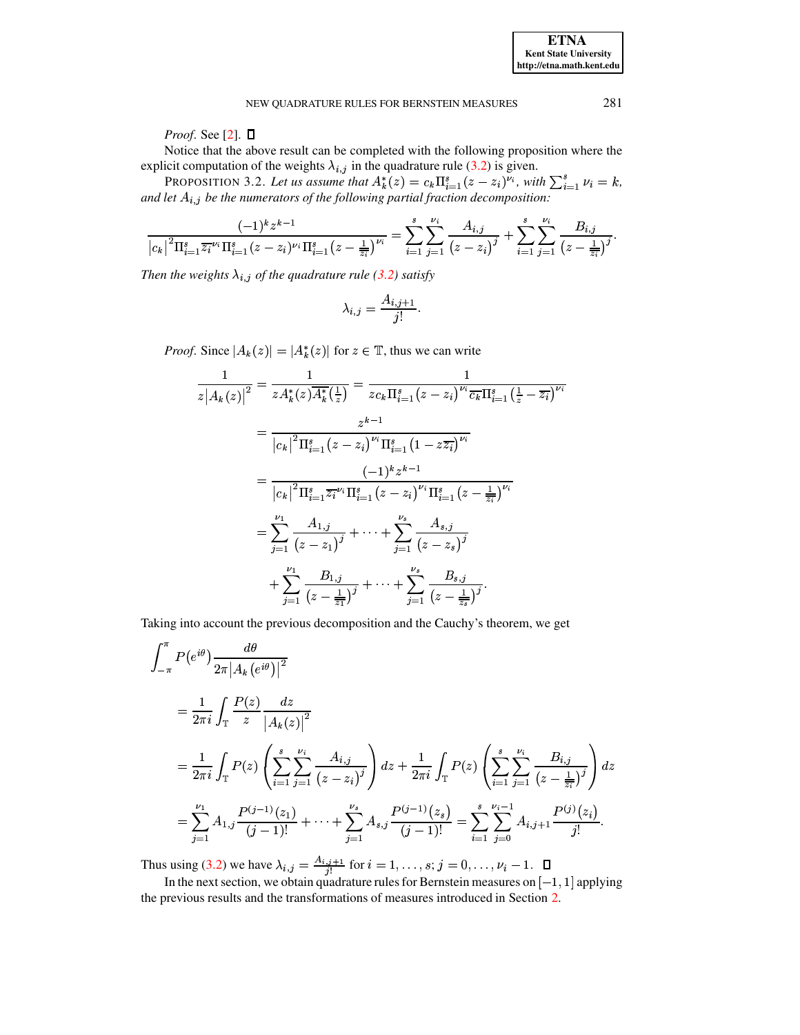*Proof*. See [2]. ☐

Notice that the above result can be completed with the following proposition where the explicit computation of the weights $\lambda_{i,j}$ in the quadrature rule (3.2) is given.

PROPOSITION 3.2. *Let us assume that $A_k^*(z) = c_k \Pi_{i=1}^s (z - z_i)^{\nu_i}$, with $\sum_{i=1}^s \nu_i = k$, and let $A_{i,j}$ be the numerators of the following partial fraction decomposition:*

$$\frac{(-1)^k z^{k-1}}{|c_k|^2 \Pi_{i=1}^s \overline{z_i}^{\nu_i} \Pi_{i=1}^s (z - z_i)^{\nu_i} \Pi_{i=1}^s \left(z - \frac{1}{\overline{z_i}}\right)^{\nu_i}} = \sum_{i=1}^s \sum_{j=1}^{\nu_i} \frac{A_{i,j}}{(z - z_i)^j} + \sum_{i=1}^s \sum_{j=1}^{\nu_i} \frac{B_{i,j}}{\left(z - \frac{1}{\overline{z_i}}\right)^j}.$$

*Then the weights $\lambda_{i,j}$ of the quadrature rule (3.2) satisfy*

$$\lambda_{i,j} = \frac{A_{i,j+1}}{j!}.$$

*Proof*. Since $|A_k(z)| = |A_k^*(z)|$ for $z \in \mathbb{T}$, thus we can write

$$\begin{aligned}
\frac{1}{z|A_k(z)|^2} &= \frac{1}{z A_k^*(z) \overline{A_k^*}\left(\frac{1}{z}\right)} = \frac{1}{z c_k \Pi_{i=1}^s (z - z_i)^{\nu_i} \overline{c_k} \Pi_{i=1}^s \left(\frac{1}{z} - \overline{z_i}\right)^{\nu_i}} \\
&= \frac{z^{k-1}}{|c_k|^2 \Pi_{i=1}^s (z - z_i)^{\nu_i} \Pi_{i=1}^s (1 - z\overline{z_i})^{\nu_i}} \\
&= \frac{(-1)^k z^{k-1}}{|c_k|^2 \Pi_{i=1}^s \overline{z_i}^{\nu_i} \Pi_{i=1}^s (z - z_i)^{\nu_i} \Pi_{i=1}^s \left(z - \frac{1}{\overline{z_i}}\right)^{\nu_i}} \\
&= \sum_{j=1}^{\nu_1} \frac{A_{1,j}}{(z - z_1)^j} + \cdots + \sum_{j=1}^{\nu_s} \frac{A_{s,j}}{(z - z_s)^j} \\
&\quad + \sum_{j=1}^{\nu_1} \frac{B_{1,j}}{\left(z - \frac{1}{\overline{z_1}}\right)^j} + \cdots + \sum_{j=1}^{\nu_s} \frac{B_{s,j}}{\left(z - \frac{1}{\overline{z_s}}\right)^j}.
\end{aligned}$$

Taking into account the previous decomposition and the Cauchy's theorem, we get

$$\begin{aligned}
&\int_{-\pi}^{\pi} P(e^{i\theta}) \frac{d\theta}{2\pi |A_k(e^{i\theta})|^2} \\
&= \frac{1}{2\pi i} \int_{\mathbb{T}} \frac{P(z)}{z} \frac{dz}{|A_k(z)|^2} \\
&= \frac{1}{2\pi i} \int_{\mathbb{T}} P(z) \left( \sum_{i=1}^s \sum_{j=1}^{\nu_i} \frac{A_{i,j}}{(z - z_i)^j} \right) dz + \frac{1}{2\pi i} \int_{\mathbb{T}} P(z) \left( \sum_{i=1}^s \sum_{j=1}^{\nu_i} \frac{B_{i,j}}{\left(z - \frac{1}{\overline{z_i}}\right)^j} \right) dz \\
&= \sum_{j=1}^{\nu_1} A_{1,j} \frac{P^{(j-1)}(z_1)}{(j-1)!} + \cdots + \sum_{j=1}^{\nu_s} A_{s,j} \frac{P^{(j-1)}(z_s)}{(j-1)!} = \sum_{i=1}^s \sum_{j=0}^{\nu_i - 1} A_{i,j+1} \frac{P^{(j)}(z_i)}{j!}.
\end{aligned}$$

Thus using (3.2) we have $\lambda_{i,j} = \frac{A_{i,j+1}}{j!}$ for $i = 1, \ldots, s;\ j = 0, \ldots, \nu_i - 1$. ☐

In the next section, we obtain quadrature rules for Bernstein measures on $[-1, 1]$ applying the previous results and the transformations of measures introduced in Section 2.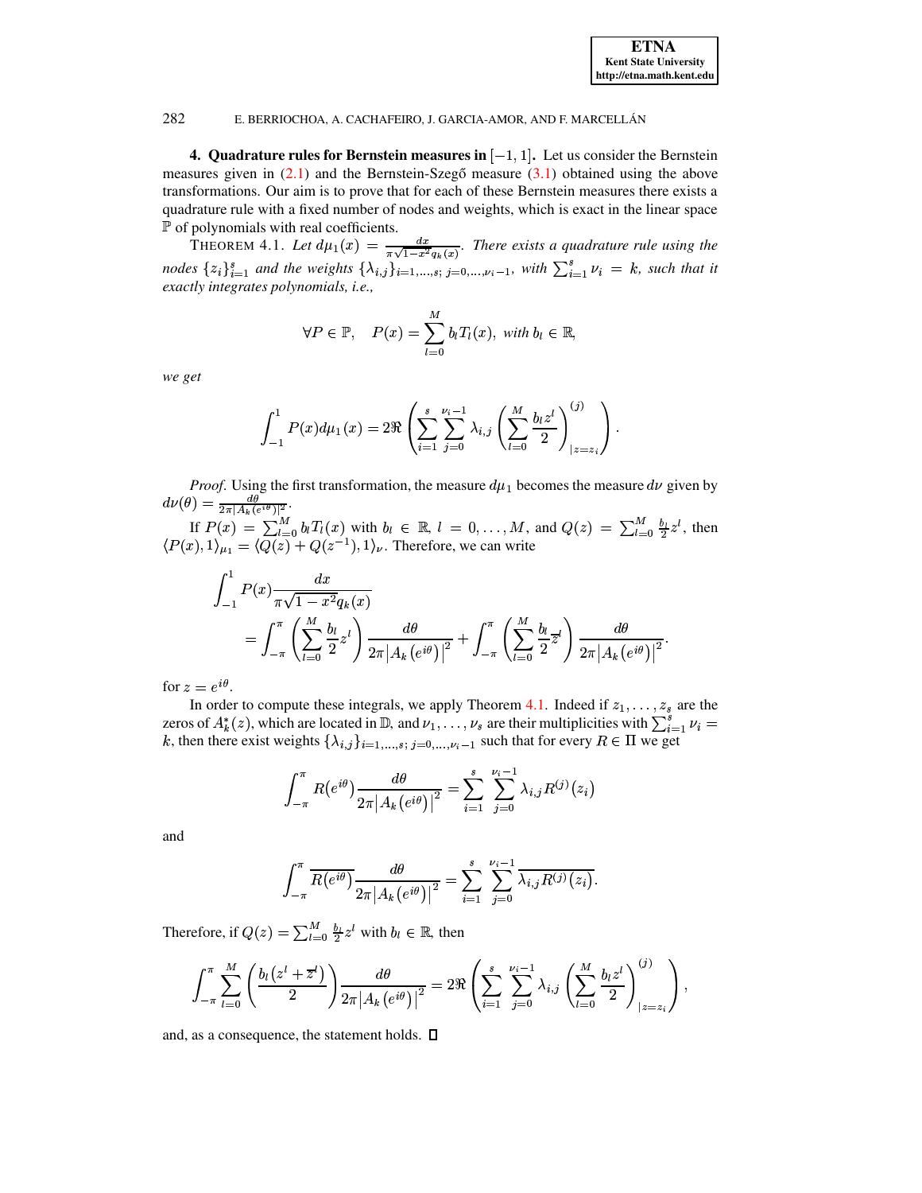**4. Quadrature rules for Bernstein measures in $[-1,1]$.** Let us consider the Bernstein measures given in (2.1) and the Bernstein-Szegő measure (3.1) obtained using the above transformations. Our aim is to prove that for each of these Bernstein measures there exists a quadrature rule with a fixed number of nodes and weights, which is exact in the linear space $\mathbb{P}$ of polynomials with real coefficients.

THEOREM 4.1. *Let $d\mu_1(x) = \frac{dx}{\pi\sqrt{1-x^2}q_k(x)}$. There exists a quadrature rule using the nodes $\{z_i\}_{i=1}^s$ and the weights $\{\lambda_{i,j}\}_{i=1,\dots,s;\, j=0,\dots,\nu_i-1}$, with $\sum_{i=1}^s \nu_i = k$, such that it exactly integrates polynomials, i.e.,*

$$\forall P \in \mathbb{P}, \quad P(x) = \sum_{l=0}^{M} b_l T_l(x), \text{ with } b_l \in \mathbb{R},$$

*we get*

$$\int_{-1}^{1} P(x) d\mu_1(x) = 2\Re\left(\sum_{i=1}^{s}\sum_{j=0}^{\nu_i-1} \lambda_{i,j}\left(\sum_{l=0}^{M}\frac{b_l z^l}{2}\right)^{(j)}_{|z=z_i}\right).$$

*Proof.* Using the first transformation, the measure $d\mu_1$ becomes the measure $d\nu$ given by $d\nu(\theta) = \frac{d\theta}{2\pi|A_k(e^{i\theta})|^2}$.

If $P(x) = \sum_{l=0}^{M} b_l T_l(x)$ with $b_l \in \mathbb{R}$, $l = 0,\dots,M$, and $Q(z) = \sum_{l=0}^{M}\frac{b_l}{2}z^l$, then $\langle P(x),1\rangle_{\mu_1} = \langle Q(z)+Q(z^{-1}),1\rangle_\nu$. Therefore, we can write

$$\begin{aligned}
&\int_{-1}^{1} P(x)\frac{dx}{\pi\sqrt{1-x^2}q_k(x)} \\
&\quad = \int_{-\pi}^{\pi}\left(\sum_{l=0}^{M}\frac{b_l}{2}z^l\right)\frac{d\theta}{2\pi\left|A_k\left(e^{i\theta}\right)\right|^2} + \int_{-\pi}^{\pi}\left(\sum_{l=0}^{M}\frac{b_l}{2}\overline{z}^l\right)\frac{d\theta}{2\pi\left|A_k\left(e^{i\theta}\right)\right|^2}.
\end{aligned}$$

for $z = e^{i\theta}$.

In order to compute these integrals, we apply Theorem 4.1. Indeed if $z_1,\dots,z_s$ are the zeros of $A_k^*(z)$, which are located in $\mathbb{D}$, and $\nu_1,\dots,\nu_s$ are their multiplicities with $\sum_{i=1}^s \nu_i = k$, then there exist weights $\{\lambda_{i,j}\}_{i=1,\dots,s;\, j=0,\dots,\nu_i-1}$ such that for every $R \in \Pi$ we get

$$\int_{-\pi}^{\pi} R(e^{i\theta})\frac{d\theta}{2\pi\left|A_k\left(e^{i\theta}\right)\right|^2} = \sum_{i=1}^{s}\sum_{j=0}^{\nu_i-1}\lambda_{i,j}R^{(j)}(z_i)$$

and

$$\int_{-\pi}^{\pi} \overline{R(e^{i\theta})}\frac{d\theta}{2\pi\left|A_k\left(e^{i\theta}\right)\right|^2} = \sum_{i=1}^{s}\sum_{j=0}^{\nu_i-1}\overline{\lambda_{i,j}R^{(j)}(z_i)}.$$

Therefore, if $Q(z) = \sum_{l=0}^{M}\frac{b_l}{2}z^l$ with $b_l \in \mathbb{R}$, then

$$\int_{-\pi}^{\pi}\sum_{l=0}^{M}\left(\frac{b_l\left(z^l+\overline{z}^l\right)}{2}\right)\frac{d\theta}{2\pi\left|A_k\left(e^{i\theta}\right)\right|^2} = 2\Re\left(\sum_{i=1}^{s}\sum_{j=0}^{\nu_i-1}\lambda_{i,j}\left(\sum_{l=0}^{M}\frac{b_l z^l}{2}\right)^{(j)}_{|z=z_i}\right),$$

and, as a consequence, the statement holds. ☐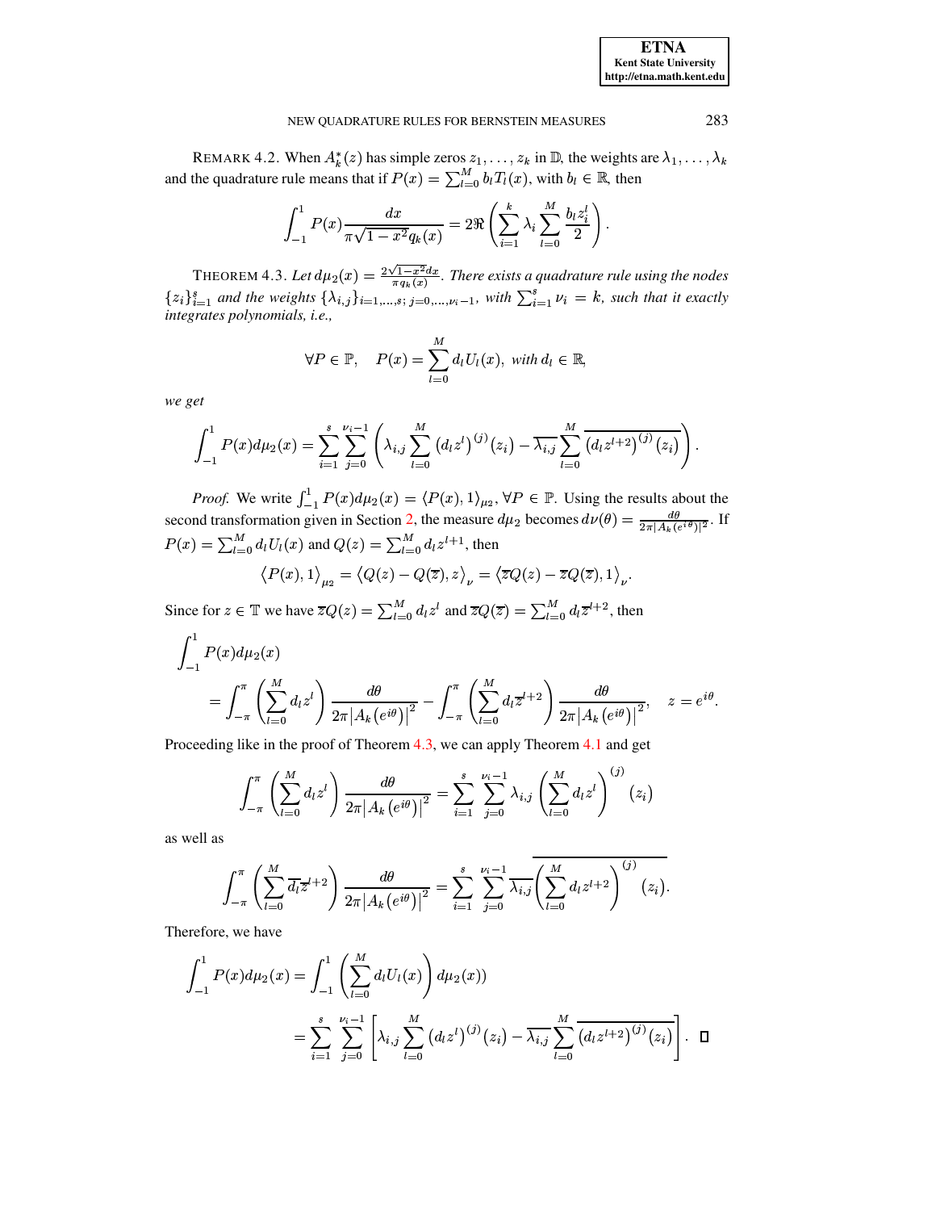REMARK 4.2. When $A_k^*(z)$ has simple zeros $z_1, \ldots, z_k$ in $\mathbb{D}$, the weights are $\lambda_1, \ldots, \lambda_k$ and the quadrature rule means that if $P(x) = \sum_{l=0}^{M} b_l T_l(x)$, with $b_l \in \mathbb{R}$, then

$$\int_{-1}^{1} P(x) \frac{dx}{\pi\sqrt{1-x^2} q_k(x)} = 2\Re\left(\sum_{i=1}^{k} \lambda_i \sum_{l=0}^{M} \frac{b_l z_i^l}{2}\right).$$

THEOREM 4.3. *Let* $d\mu_2(x) = \frac{2\sqrt{1-x^2}dx}{\pi q_k(x)}$. *There exists a quadrature rule using the nodes* $\{z_i\}_{i=1}^s$ *and the weights* $\{\lambda_{i,j}\}_{i=1,\ldots,s;\, j=0,\ldots,\nu_i-1}$*, with* $\sum_{i=1}^s \nu_i = k$*, such that it exactly integrates polynomials, i.e.,*

$$\forall P \in \mathbb{P}, \quad P(x) = \sum_{l=0}^{M} d_l U_l(x), \text{ with } d_l \in \mathbb{R},$$

*we get*

$$\int_{-1}^{1} P(x) d\mu_2(x) = \sum_{i=1}^{s} \sum_{j=0}^{\nu_i - 1} \left( \lambda_{i,j} \sum_{l=0}^{M} \left(d_l z^l\right)^{(j)}(z_i) - \overline{\lambda_{i,j}} \sum_{l=0}^{M} \overline{\left(d_l z^{l+2}\right)^{(j)}(z_i)} \right).$$

*Proof.* We write $\int_{-1}^{1} P(x) d\mu_2(x) = \langle P(x), 1 \rangle_{\mu_2}$, $\forall P \in \mathbb{P}$. Using the results about the second transformation given in Section 2, the measure $d\mu_2$ becomes $d\nu(\theta) = \frac{d\theta}{2\pi |A_k(e^{i\theta})|^2}$. If $P(x) = \sum_{l=0}^{M} d_l U_l(x)$ and $Q(z) = \sum_{l=0}^{M} d_l z^{l+1}$, then

$$\langle P(x), 1 \rangle_{\mu_2} = \langle Q(z) - Q(\overline{z}), z \rangle_\nu = \langle \overline{z} Q(z) - \overline{z} Q(\overline{z}), 1 \rangle_\nu.$$

Since for $z \in \mathbb{T}$ we have $\overline{z} Q(z) = \sum_{l=0}^{M} d_l z^l$ and $\overline{z} Q(\overline{z}) = \sum_{l=0}^{M} d_l \overline{z}^{l+2}$, then

$$\begin{aligned}
&\int_{-1}^{1} P(x) d\mu_2(x) \\
&\quad = \int_{-\pi}^{\pi} \left( \sum_{l=0}^{M} d_l z^l \right) \frac{d\theta}{2\pi |A_k(e^{i\theta})|^2} - \int_{-\pi}^{\pi} \left( \sum_{l=0}^{M} d_l \overline{z}^{l+2} \right) \frac{d\theta}{2\pi |A_k(e^{i\theta})|^2}, \quad z = e^{i\theta}.
\end{aligned}$$

Proceeding like in the proof of Theorem 4.3, we can apply Theorem 4.1 and get

$$\int_{-\pi}^{\pi} \left( \sum_{l=0}^{M} d_l z^l \right) \frac{d\theta}{2\pi |A_k(e^{i\theta})|^2} = \sum_{i=1}^{s} \sum_{j=0}^{\nu_i-1} \lambda_{i,j} \left( \sum_{l=0}^{M} d_l z^l \right)^{(j)} (z_i)$$

as well as

$$\int_{-\pi}^{\pi} \left( \sum_{l=0}^{M} \overline{d_l} \overline{z}^{l+2} \right) \frac{d\theta}{2\pi |A_k(e^{i\theta})|^2} = \sum_{i=1}^{s} \sum_{j=0}^{\nu_i-1} \overline{\lambda_{i,j} \left( \sum_{l=0}^{M} d_l z^{l+2} \right)^{(j)} (z_i)}.$$

Therefore, we have

$$\begin{aligned}
\int_{-1}^{1} P(x) d\mu_2(x) &= \int_{-1}^{1} \left( \sum_{l=0}^{M} d_l U_l(x) \right) d\mu_2(x)) \\
&= \sum_{i=1}^{s} \sum_{j=0}^{\nu_i-1} \left[ \lambda_{i,j} \sum_{l=0}^{M} \left(d_l z^l\right)^{(j)}(z_i) - \overline{\lambda_{i,j}} \sum_{l=0}^{M} \overline{\left(d_l z^{l+2}\right)^{(j)}(z_i)} \right]. \quad \square
\end{aligned}$$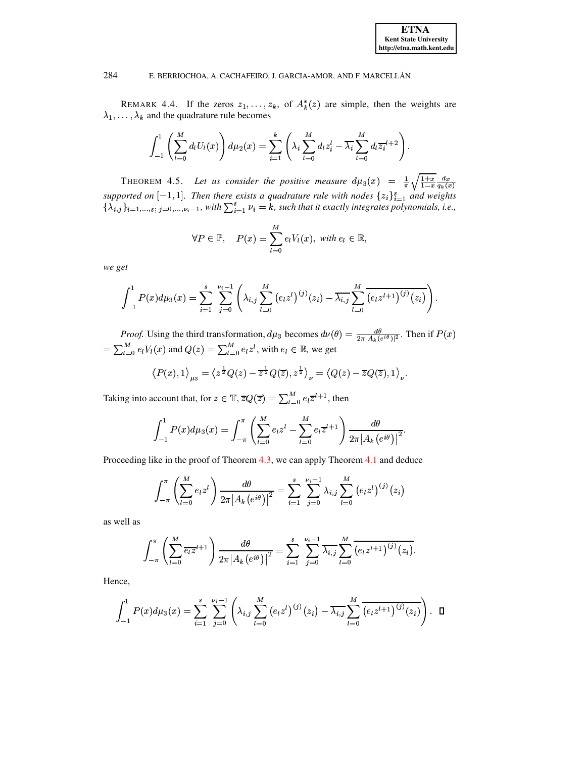REMARK 4.4. If the zeros $z_1, \ldots, z_k$, of $A_k^*(z)$ are simple, then the weights are $\lambda_1, \ldots, \lambda_k$ and the quadrature rule becomes

$$\int_{-1}^{1} \left( \sum_{l=0}^{M} d_l U_l(x) \right) d\mu_2(x) = \sum_{i=1}^{k} \left( \lambda_i \sum_{l=0}^{M} d_l z_i^l - \overline{\lambda_i} \sum_{l=0}^{M} d_l \overline{z_i}^{l+2} \right).$$

THEOREM 4.5. *Let us consider the positive measure* $d\mu_3(x) = \frac{1}{\pi}\sqrt{\frac{1+x}{1-x}}\frac{dx}{q_k(x)}$ *supported on* $[-1,1]$*. Then there exists a quadrature rule with nodes* $\{z_i\}_{i=1}^{s}$ *and weights* $\{\lambda_{i,j}\}_{i=1,\ldots,s;\, j=0,\ldots,\nu_i-1}$*, with* $\sum_{i=1}^{s}\nu_i = k$*, such that it exactly integrates polynomials, i.e.,*

$$\forall P \in \mathbb{P}, \quad P(x) = \sum_{l=0}^{M} e_l V_l(x), \text{ with } e_l \in \mathbb{R},$$

*we get*

$$\int_{-1}^{1} P(x) d\mu_3(x) = \sum_{i=1}^{s} \sum_{j=0}^{\nu_i-1} \left( \lambda_{i,j} \sum_{l=0}^{M} \left(e_l z^l\right)^{(j)}(z_i) - \overline{\lambda_{i,j}} \sum_{l=0}^{M} \overline{\left(e_l z^{l+1}\right)^{(j)}(z_i)} \right).$$

*Proof.* Using the third transformation, $d\mu_3$ becomes $d\nu(\theta) = \frac{d\theta}{2\pi|A_k(e^{i\theta})|^2}$. Then if $P(x) = \sum_{l=0}^{M} e_l V_l(x)$ and $Q(z) = \sum_{l=0}^{M} e_l z^l$, with $e_l \in \mathbb{R}$, we get

$$\left\langle P(x), 1 \right\rangle_{\mu_3} = \left\langle z^{\frac{1}{2}} Q(z) - \overline{z}^{\frac{1}{2}} Q(\overline{z}), z^{\frac{1}{2}} \right\rangle_{\nu} = \left\langle Q(z) - \overline{z} Q(\overline{z}), 1 \right\rangle_{\nu}.$$

Taking into account that, for $z \in \mathbb{T}$, $\overline{z}Q(\overline{z}) = \sum_{l=0}^{M} e_l \overline{z}^{l+1}$, then

$$\int_{-1}^{1} P(x) d\mu_3(x) = \int_{-\pi}^{\pi} \left( \sum_{l=0}^{M} e_l z^l - \sum_{l=0}^{M} e_l \overline{z}^{l+1} \right) \frac{d\theta}{2\pi\left|A_k\left(e^{i\theta}\right)\right|^2}.$$

Proceeding like in the proof of Theorem 4.3, we can apply Theorem 4.1 and deduce

$$\int_{-\pi}^{\pi} \left( \sum_{l=0}^{M} e_l z^l \right) \frac{d\theta}{2\pi\left|A_k\left(e^{i\theta}\right)\right|^2} = \sum_{i=1}^{s} \sum_{j=0}^{\nu_i-1} \lambda_{i,j} \sum_{l=0}^{M} \left(e_l z^l\right)^{(j)}(z_i)$$

as well as

$$\int_{-\pi}^{\pi} \left( \sum_{l=0}^{M} \overline{e_l z}^{l+1} \right) \frac{d\theta}{2\pi\left|A_k\left(e^{i\theta}\right)\right|^2} = \sum_{i=1}^{s} \sum_{j=0}^{\nu_i-1} \overline{\lambda_{i,j}} \sum_{l=0}^{M} \overline{\left(e_l z^{l+1}\right)^{(j)}(z_i)}.$$

Hence,

$$\int_{-1}^{1} P(x) d\mu_3(x) = \sum_{i=1}^{s} \sum_{j=0}^{\nu_i-1} \left( \lambda_{i,j} \sum_{l=0}^{M} \left(e_l z^l\right)^{(j)}(z_i) - \overline{\lambda_{i,j}} \sum_{l=0}^{M} \overline{\left(e_l z^{l+1}\right)^{(j)}(z_i)} \right). \quad \square$$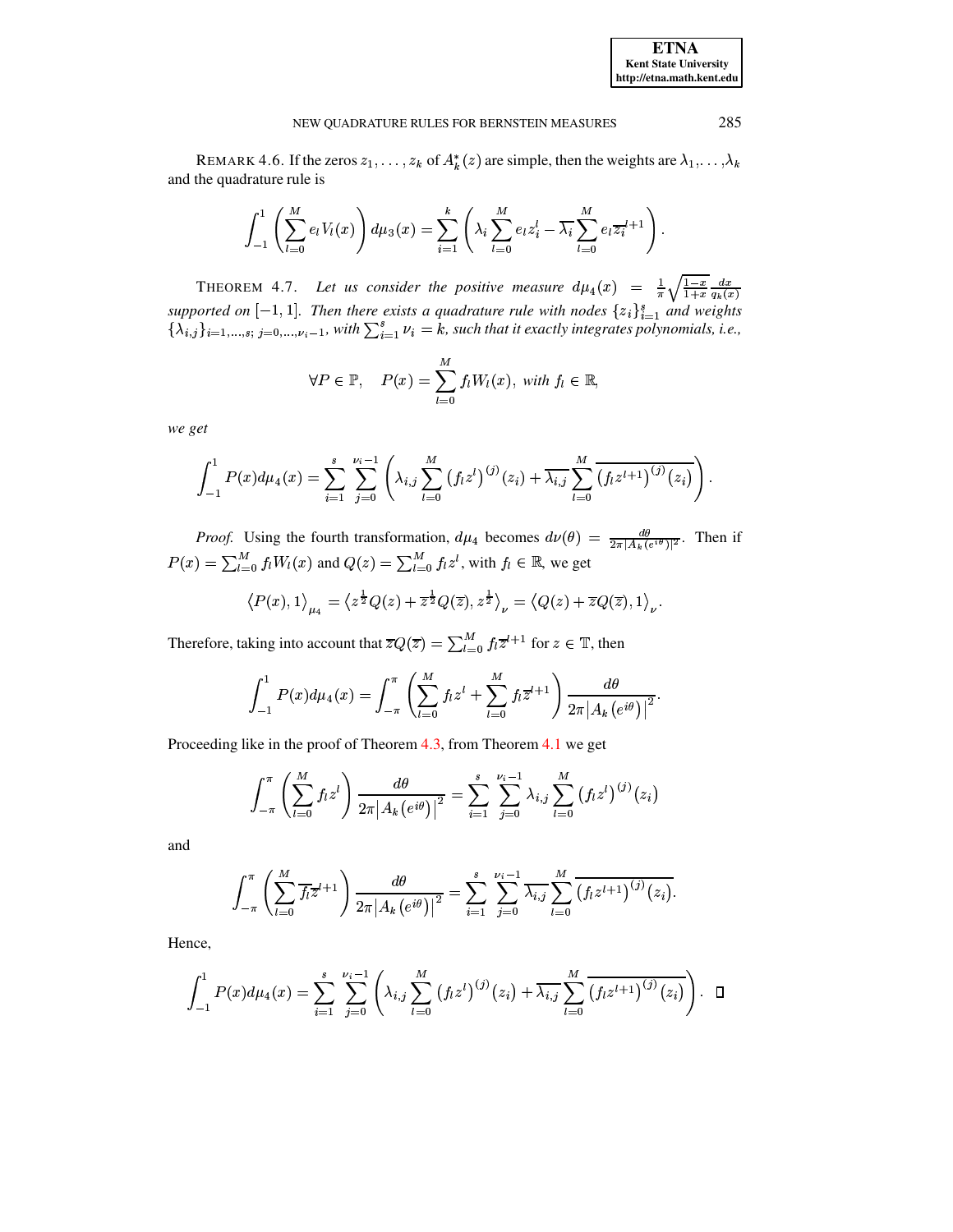REMARK 4.6. If the zeros $z_1, \ldots, z_k$ of $A_k^*(z)$ are simple, then the weights are $\lambda_1, \ldots, \lambda_k$ and the quadrature rule is

$$\int_{-1}^{1} \left( \sum_{l=0}^{M} e_l V_l(x) \right) d\mu_3(x) = \sum_{i=1}^{k} \left( \lambda_i \sum_{l=0}^{M} e_l z_i^l - \overline{\lambda_i} \sum_{l=0}^{M} e_l \overline{z_i}^{l+1} \right).$$

THEOREM 4.7. *Let us consider the positive measure $d\mu_4(x) = \frac{1}{\pi}\sqrt{\frac{1-x}{1+x}}\frac{dx}{q_k(x)}$ supported on $[-1,1]$. Then there exists a quadrature rule with nodes $\{z_i\}_{i=1}^{s}$ and weights $\{\lambda_{i,j}\}_{i=1,\ldots,s;\ j=0,\ldots,\nu_i-1}$, with $\sum_{i=1}^{s} \nu_i = k$, such that it exactly integrates polynomials, i.e.,*

$$\forall P \in \mathbb{P}, \quad P(x) = \sum_{l=0}^{M} f_l W_l(x), \text{ with } f_l \in \mathbb{R},$$

*we get*

$$\int_{-1}^{1} P(x) d\mu_4(x) = \sum_{i=1}^{s} \sum_{j=0}^{\nu_i - 1} \left( \lambda_{i,j} \sum_{l=0}^{M} \left(f_l z^l\right)^{(j)}(z_i) + \overline{\lambda_{i,j}} \sum_{l=0}^{M} \overline{\left(f_l z^{l+1}\right)^{(j)}(z_i)} \right).$$

*Proof.* Using the fourth transformation, $d\mu_4$ becomes $d\nu(\theta) = \frac{d\theta}{2\pi|A_k(e^{i\theta})|^2}$. Then if $P(x) = \sum_{l=0}^{M} f_l W_l(x)$ and $Q(z) = \sum_{l=0}^{M} f_l z^l$, with $f_l \in \mathbb{R}$, we get

$$\langle P(x), 1 \rangle_{\mu_4} = \langle z^{\frac{1}{2}} Q(z) + \overline{z}^{\frac{1}{2}} Q(\overline{z}), z^{\frac{1}{2}} \rangle_{\nu} = \langle Q(z) + \overline{z} Q(\overline{z}), 1 \rangle_{\nu}.$$

Therefore, taking into account that $\overline{z} Q(\overline{z}) = \sum_{l=0}^{M} f_l \overline{z}^{l+1}$ for $z \in \mathbb{T}$, then

$$\int_{-1}^{1} P(x) d\mu_4(x) = \int_{-\pi}^{\pi} \left( \sum_{l=0}^{M} f_l z^l + \sum_{l=0}^{M} f_l \overline{z}^{l+1} \right) \frac{d\theta}{2\pi \left|A_k\left(e^{i\theta}\right)\right|^2}.$$

Proceeding like in the proof of Theorem 4.3, from Theorem 4.1 we get

$$\int_{-\pi}^{\pi} \left( \sum_{l=0}^{M} f_l z^l \right) \frac{d\theta}{2\pi \left|A_k\left(e^{i\theta}\right)\right|^2} = \sum_{i=1}^{s} \sum_{j=0}^{\nu_i - 1} \lambda_{i,j} \sum_{l=0}^{M} \left(f_l z^l\right)^{(j)}(z_i)$$

and

$$\int_{-\pi}^{\pi} \left( \sum_{l=0}^{M} \overline{f_l} \overline{z}^{l+1} \right) \frac{d\theta}{2\pi \left|A_k\left(e^{i\theta}\right)\right|^2} = \sum_{i=1}^{s} \sum_{j=0}^{\nu_i - 1} \overline{\lambda_{i,j}} \sum_{l=0}^{M} \overline{\left(f_l z^{l+1}\right)^{(j)}(z_i)}.$$

Hence,

$$\int_{-1}^{1} P(x) d\mu_4(x) = \sum_{i=1}^{s} \sum_{j=0}^{\nu_i - 1} \left( \lambda_{i,j} \sum_{l=0}^{M} \left(f_l z^l\right)^{(j)}(z_i) + \overline{\lambda_{i,j}} \sum_{l=0}^{M} \overline{\left(f_l z^{l+1}\right)^{(j)}(z_i)} \right). \quad \square$$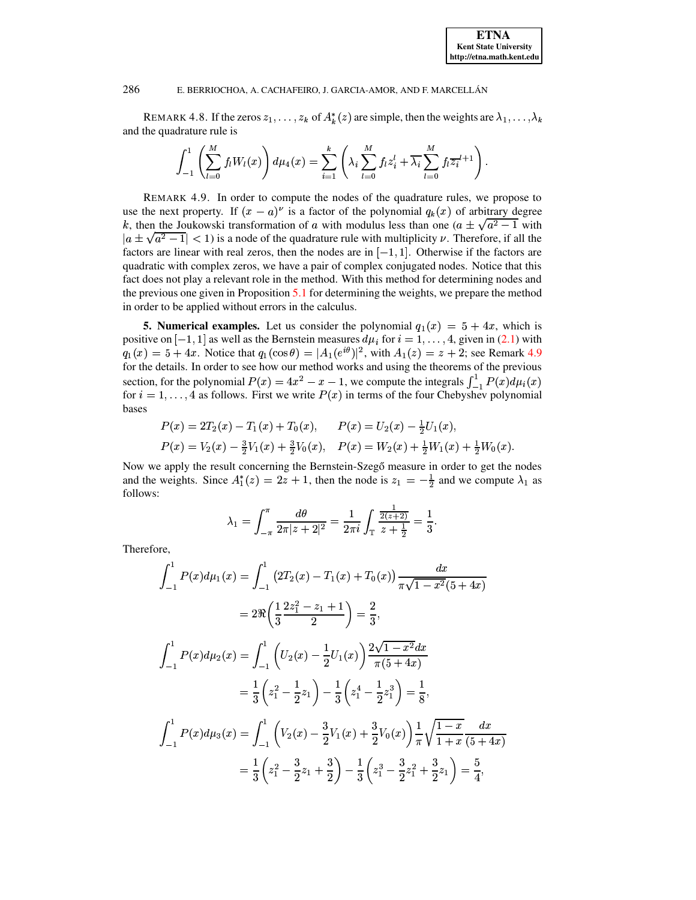REMARK 4.8. If the zeros $z_1, \ldots, z_k$ of $A_k^*(z)$ are simple, then the weights are $\lambda_1, \ldots, \lambda_k$ and the quadrature rule is

$$\int_{-1}^{1} \left( \sum_{l=0}^{M} f_l W_l(x) \right) d\mu_4(x) = \sum_{i=1}^{k} \left( \lambda_i \sum_{l=0}^{M} f_l z_i^l + \overline{\lambda_i} \sum_{l=0}^{M} f_l \overline{z_i}^{l+1} \right).$$

REMARK 4.9. In order to compute the nodes of the quadrature rules, we propose to use the next property. If $(x-a)^\nu$ is a factor of the polynomial $q_k(x)$ of arbitrary degree $k$, then the Joukowski transformation of $a$ with modulus less than one ($a \pm \sqrt{a^2-1}$ with $|a \pm \sqrt{a^2-1}| < 1$) is a node of the quadrature rule with multiplicity $\nu$. Therefore, if all the factors are linear with real zeros, then the nodes are in $[-1, 1]$. Otherwise if the factors are quadratic with complex zeros, we have a pair of complex conjugated nodes. Notice that this fact does not play a relevant role in the method. With this method for determining nodes and the previous one given in Proposition 5.1 for determining the weights, we prepare the method in order to be applied without errors in the calculus.

**5. Numerical examples.** Let us consider the polynomial $q_1(x) = 5 + 4x$, which is positive on $[-1, 1]$ as well as the Bernstein measures $d\mu_i$ for $i = 1, \ldots, 4$, given in (2.1) with $q_1(x) = 5 + 4x$. Notice that $q_1(\cos\theta) = |A_1(e^{i\theta})|^2$, with $A_1(z) = z + 2$; see Remark 4.9 for the details. In order to see how our method works and using the theorems of the previous section, for the polynomial $P(x) = 4x^2 - x - 1$, we compute the integrals $\int_{-1}^{1} P(x) d\mu_i(x)$ for $i = 1, \ldots, 4$ as follows. First we write $P(x)$ in terms of the four Chebyshev polynomial bases

$$P(x) = 2T_2(x) - T_1(x) + T_0(x), \qquad P(x) = U_2(x) - \tfrac{1}{2} U_1(x),$$
$$P(x) = V_2(x) - \tfrac{3}{2} V_1(x) + \tfrac{3}{2} V_0(x), \quad P(x) = W_2(x) + \tfrac{1}{2} W_1(x) + \tfrac{1}{2} W_0(x).$$

Now we apply the result concerning the Bernstein-Szegő measure in order to get the nodes and the weights. Since $A_1^*(z) = 2z + 1$, then the node is $z_1 = -\frac{1}{2}$ and we compute $\lambda_1$ as follows:

$$\lambda_1 = \int_{-\pi}^{\pi} \frac{d\theta}{2\pi |z+2|^2} = \frac{1}{2\pi i} \int_{\mathbb{T}} \frac{\frac{1}{2(z+2)}}{z + \frac{1}{2}} = \frac{1}{3}.$$

Therefore,

$$\int_{-1}^{1} P(x) d\mu_1(x) = \int_{-1}^{1} \left(2T_2(x) - T_1(x) + T_0(x)\right) \frac{dx}{\pi\sqrt{1-x^2}(5+4x)}$$
$$= 2\Re\left( \frac{1}{3} \frac{2z_1^2 - z_1 + 1}{2} \right) = \frac{2}{3},$$

$$\int_{-1}^{1} P(x) d\mu_2(x) = \int_{-1}^{1} \left( U_2(x) - \frac{1}{2} U_1(x) \right) \frac{2\sqrt{1-x^2}dx}{\pi(5+4x)}$$
$$= \frac{1}{3}\left( z_1^2 - \frac{1}{2} z_1 \right) - \frac{1}{3}\left( z_1^4 - \frac{1}{2} z_1^3 \right) = \frac{1}{8},$$

$$\int_{-1}^{1} P(x) d\mu_3(x) = \int_{-1}^{1} \left( V_2(x) - \frac{3}{2} V_1(x) + \frac{3}{2} V_0(x) \right) \frac{1}{\pi} \sqrt{\frac{1-x}{1+x}} \frac{dx}{(5+4x)}$$
$$= \frac{1}{3}\left( z_1^2 - \frac{3}{2} z_1 + \frac{3}{2} \right) - \frac{1}{3}\left( z_1^3 - \frac{3}{2} z_1^2 + \frac{3}{2} z_1 \right) = \frac{5}{4},$$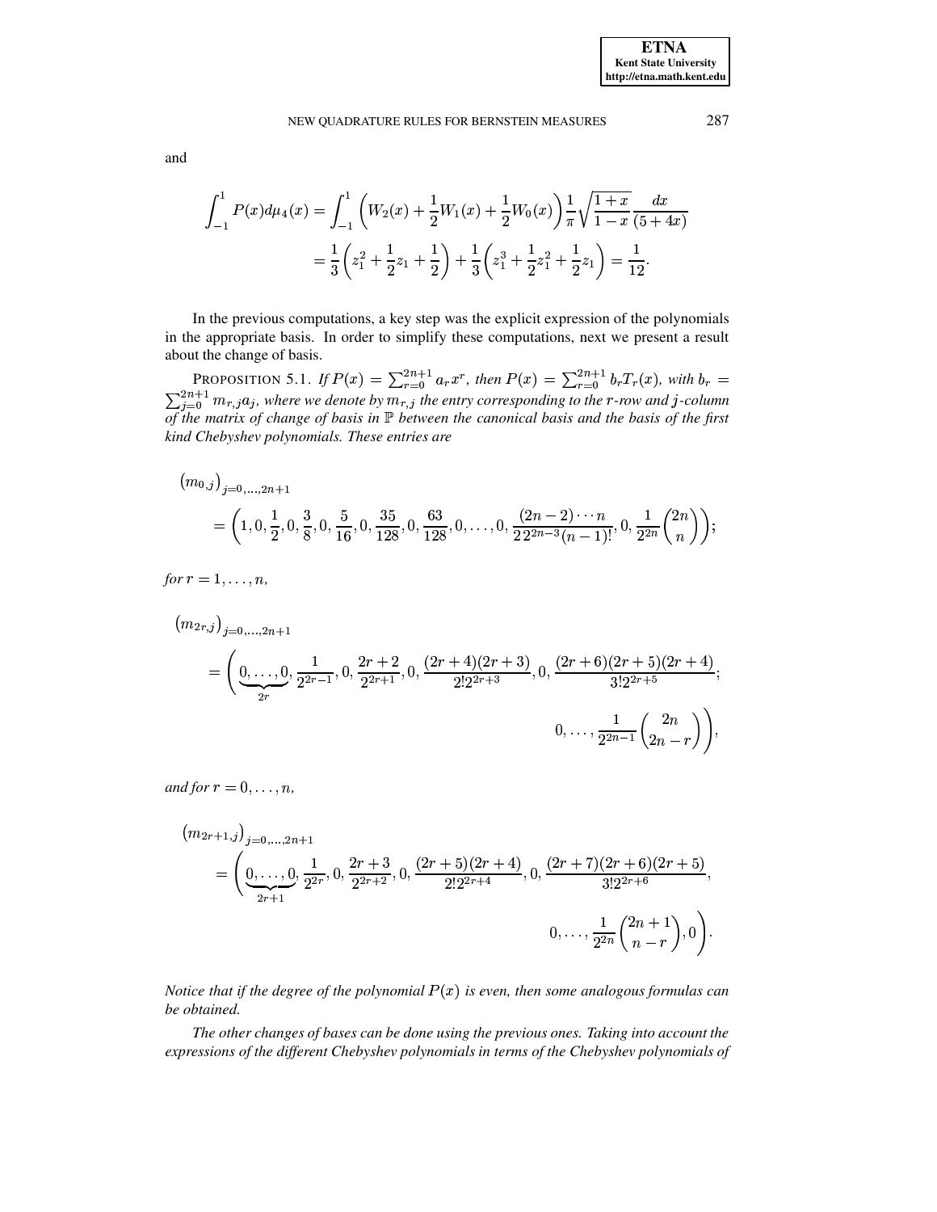and

$$\int_{-1}^{1} P(x) d\mu_4(x) = \int_{-1}^{1} \left( W_2(x) + \frac{1}{2} W_1(x) + \frac{1}{2} W_0(x) \right) \frac{1}{\pi} \sqrt{\frac{1+x}{1-x}} \frac{dx}{(5+4x)}$$
$$= \frac{1}{3}\left(z_1^2 + \frac{1}{2} z_1 + \frac{1}{2}\right) + \frac{1}{3}\left(z_1^3 + \frac{1}{2} z_1^2 + \frac{1}{2} z_1\right) = \frac{1}{12}.$$

In the previous computations, a key step was the explicit expression of the polynomials in the appropriate basis. In order to simplify these computations, next we present a result about the change of basis.

PROPOSITION 5.1. *If $P(x) = \sum_{r=0}^{2n+1} a_r x^r$, then $P(x) = \sum_{r=0}^{2n+1} b_r T_r(x)$, with $b_r = \sum_{j=0}^{2n+1} m_{r,j} a_j$, where we denote by $m_{r,j}$ the entry corresponding to the $r$-row and $j$-column of the matrix of change of basis in $\mathbb{P}$ between the canonical basis and the basis of the first kind Chebyshev polynomials. These entries are*

$$\left(m_{0,j}\right)_{j=0,\ldots,2n+1}$$
$$= \left(1, 0, \frac{1}{2}, 0, \frac{3}{8}, 0, \frac{5}{16}, 0, \frac{35}{128}, 0, \frac{63}{128}, 0, \ldots, 0, \frac{(2n-2)\cdots n}{2\, 2^{2n-3}(n-1)!}, 0, \frac{1}{2^{2n}}\binom{2n}{n}\right);$$

*for $r = 1, \ldots, n$,*

$$\left(m_{2r,j}\right)_{j=0,\ldots,2n+1}$$
$$= \left(\underbrace{0, \ldots, 0}_{2r}, \frac{1}{2^{2r-1}}, 0, \frac{2r+2}{2^{2r+1}}, 0, \frac{(2r+4)(2r+3)}{2!2^{2r+3}}, 0, \frac{(2r+6)(2r+5)(2r+4)}{3!2^{2r+5}}; \right.$$
$$\left. 0, \ldots, \frac{1}{2^{2n-1}}\binom{2n}{2n-r}\right),$$

*and for $r = 0, \ldots, n$,*

$$\left(m_{2r+1,j}\right)_{j=0,\ldots,2n+1}$$
$$= \left(\underbrace{0, \ldots, 0}_{2r+1}, \frac{1}{2^{2r}}, 0, \frac{2r+3}{2^{2r+2}}, 0, \frac{(2r+5)(2r+4)}{2!2^{2r+4}}, 0, \frac{(2r+7)(2r+6)(2r+5)}{3!2^{2r+6}}, \right.$$
$$\left. 0, \ldots, \frac{1}{2^{2n}}\binom{2n+1}{n-r}, 0\right).$$

*Notice that if the degree of the polynomial $P(x)$ is even, then some analogous formulas can be obtained.*

*The other changes of bases can be done using the previous ones. Taking into account the expressions of the different Chebyshev polynomials in terms of the Chebyshev polynomials of*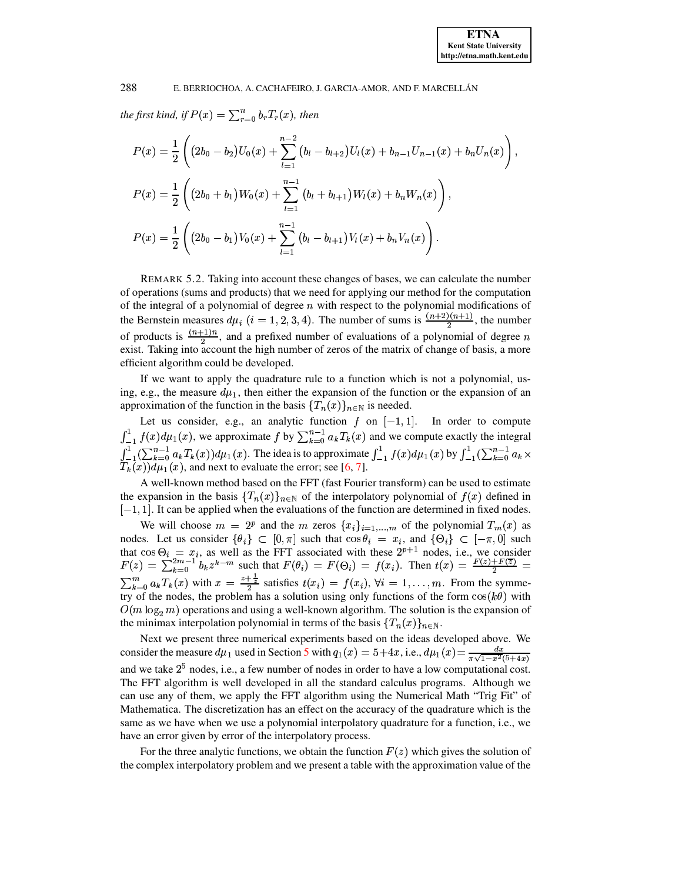*the first kind, if* $P(x) = \sum_{r=0}^{n} b_r T_r(x)$*, then*

$$P(x) = \frac{1}{2}\left( (2b_0 - b_2) U_0(x) + \sum_{l=1}^{n-2} (b_l - b_{l+2}) U_l(x) + b_{n-1} U_{n-1}(x) + b_n U_n(x) \right),$$

$$P(x) = \frac{1}{2}\left( (2b_0 + b_1) W_0(x) + \sum_{l=1}^{n-1} (b_l + b_{l+1}) W_l(x) + b_n W_n(x) \right),$$

$$P(x) = \frac{1}{2}\left( (2b_0 - b_1) V_0(x) + \sum_{l=1}^{n-1} (b_l - b_{l+1}) V_l(x) + b_n V_n(x) \right).$$

REMARK 5.2. Taking into account these changes of bases, we can calculate the number of operations (sums and products) that we need for applying our method for the computation of the integral of a polynomial of degree $n$ with respect to the polynomial modifications of the Bernstein measures $d\mu_i$ $(i = 1, 2, 3, 4)$. The number of sums is $\frac{(n+2)(n+1)}{2}$, the number of products is $\frac{(n+1)n}{2}$, and a prefixed number of evaluations of a polynomial of degree $n$ exist. Taking into account the high number of zeros of the matrix of change of basis, a more efficient algorithm could be developed.

If we want to apply the quadrature rule to a function which is not a polynomial, using, e.g., the measure $d\mu_1$, then either the expansion of the function or the expansion of an approximation of the function in the basis $\{T_n(x)\}_{n\in\mathbb{N}}$ is needed.

Let us consider, e.g., an analytic function $f$ on $[-1, 1]$. In order to compute $\int_{-1}^{1} f(x) d\mu_1(x)$, we approximate $f$ by $\sum_{k=0}^{n-1} a_k T_k(x)$ and we compute exactly the integral $\int_{-1}^{1} (\sum_{k=0}^{n-1} a_k T_k(x)) d\mu_1(x)$. The idea is to approximate $\int_{-1}^{1} f(x) d\mu_1(x)$ by $\int_{-1}^{1} (\sum_{k=0}^{n-1} a_k \times T_k(x)) d\mu_1(x)$, and next to evaluate the error; see [6, 7].

A well-known method based on the FFT (fast Fourier transform) can be used to estimate the expansion in the basis $\{T_n(x)\}_{n\in\mathbb{N}}$ of the interpolatory polynomial of $f(x)$ defined in $[-1, 1]$. It can be applied when the evaluations of the function are determined in fixed nodes.

We will choose $m = 2^p$ and the $m$ zeros $\{x_i\}_{i=1,\ldots,m}$ of the polynomial $T_m(x)$ as nodes. Let us consider $\{\theta_i\} \subset [0, \pi]$ such that $\cos\theta_i = x_i$, and $\{\Theta_i\} \subset [-\pi, 0]$ such that $\cos\Theta_i = x_i$, as well as the FFT associated with these $2^{p+1}$ nodes, i.e., we consider $F(z) = \sum_{k=0}^{2m-1} b_k z^{k-m}$ such that $F(\theta_i) = F(\Theta_i) = f(x_i)$. Then $t(x) = \frac{F(z) + F(\overline{z})}{2} = \sum_{k=0}^{m} a_k T_k(x)$ with $x = \frac{z + \frac{1}{z}}{2}$ satisfies $t(x_i) = f(x_i)$, $\forall i = 1, \ldots, m$. From the symmetry of the nodes, the problem has a solution using only functions of the form $\cos(k\theta)$ with $O(m \log_2 m)$ operations and using a well-known algorithm. The solution is the expansion of the minimax interpolation polynomial in terms of the basis $\{T_n(x)\}_{n\in\mathbb{N}}$.

Next we present three numerical experiments based on the ideas developed above. We consider the measure $d\mu_1$ used in Section 5 with $q_1(x) = 5 + 4x$, i.e., $d\mu_1(x) = \frac{dx}{\pi\sqrt{1-x^2}(5+4x)}$ and we take $2^5$ nodes, i.e., a few number of nodes in order to have a low computational cost. The FFT algorithm is well developed in all the standard calculus programs. Although we can use any of them, we apply the FFT algorithm using the Numerical Math "Trig Fit" of Mathematica. The discretization has an effect on the accuracy of the quadrature which is the same as we have when we use a polynomial interpolatory quadrature for a function, i.e., we have an error given by error of the interpolatory process.

For the three analytic functions, we obtain the function $F(z)$ which gives the solution of the complex interpolatory problem and we present a table with the approximation value of the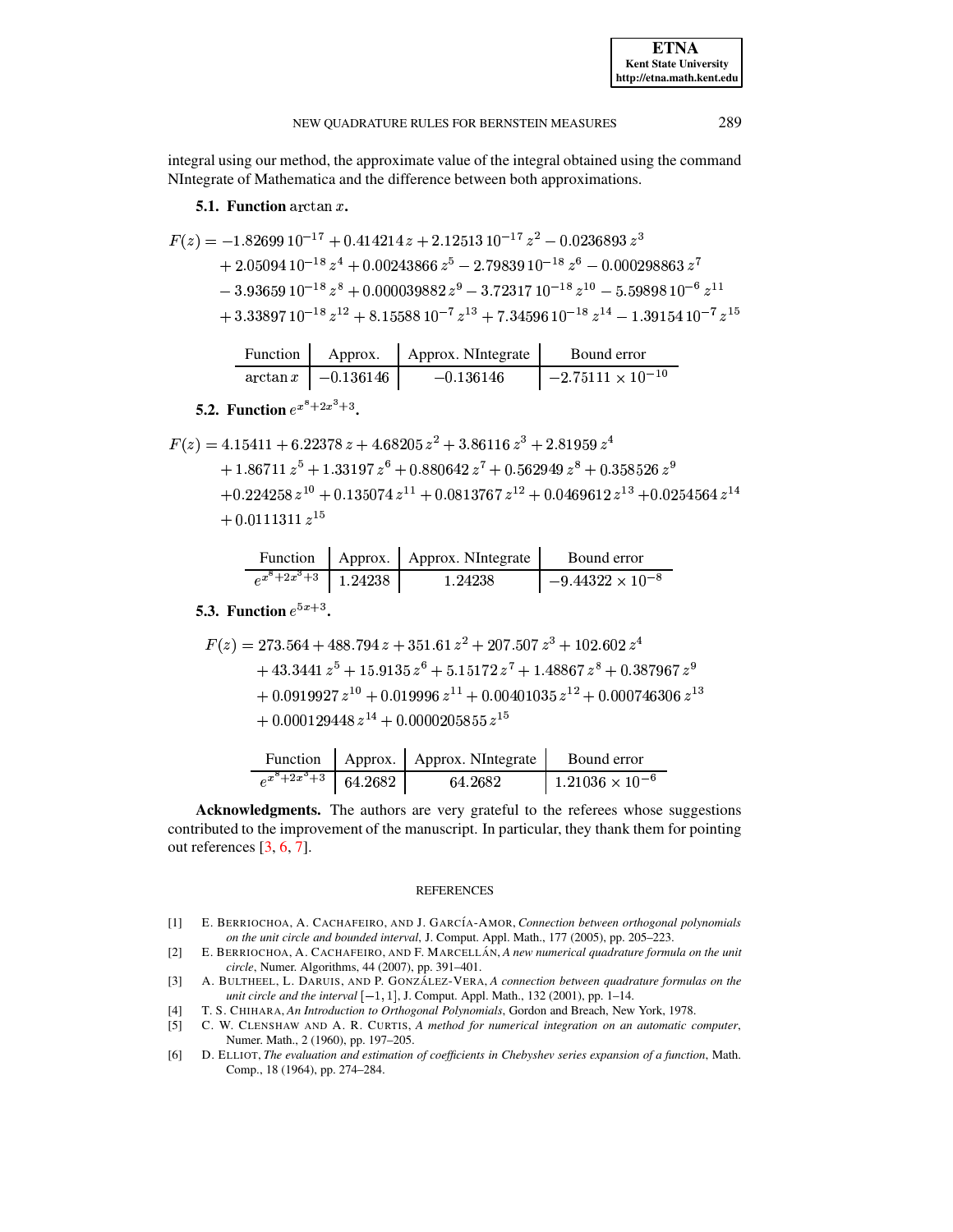integral using our method, the approximate value of the integral obtained using the command NIntegrate of Mathematica and the difference between both approximations.

### 5.1. Function $\arctan x$.

$$
\begin{aligned}
F(z) = & -1.82699\,10^{-17} + 0.414214\,z + 2.12513\,10^{-17}\,z^2 - 0.0236893\,z^3 \\
& + 2.05094\,10^{-18}\,z^4 + 0.00243866\,z^5 - 2.79839\,10^{-18}\,z^6 - 0.000298863\,z^7 \\
& - 3.93659\,10^{-18}\,z^8 + 0.000039882\,z^9 - 3.72317\,10^{-18}\,z^{10} - 5.59898\,10^{-6}\,z^{11} \\
& + 3.33897\,10^{-18}\,z^{12} + 8.15588\,10^{-7}\,z^{13} + 7.34596\,10^{-18}\,z^{14} - 1.39154\,10^{-7}\,z^{15}
\end{aligned}
$$

| Function | Approx. | Approx. NIntegrate | Bound error |
|---|---|---|---|
| $\arctan x$ | $-0.136146$ | $-0.136146$ | $-2.75111 \times 10^{-10}$ |

### 5.2. Function $e^{x^8+2x^3+3}$.

$$
\begin{aligned}
F(z) = & \; 4.15411 + 6.22378\,z + 4.68205\,z^2 + 3.86116\,z^3 + 2.81959\,z^4 \\
& + 1.86711\,z^5 + 1.33197\,z^6 + 0.880642\,z^7 + 0.562949\,z^8 + 0.358526\,z^9 \\
& + 0.224258\,z^{10} + 0.135074\,z^{11} + 0.0813767\,z^{12} + 0.0469612\,z^{13} + 0.0254564\,z^{14} \\
& + 0.0111311\,z^{15}
\end{aligned}
$$

| Function | Approx. | Approx. NIntegrate | Bound error |
|---|---|---|---|
| $e^{x^8+2x^3+3}$ | $1.24238$ | $1.24238$ | $-9.44322 \times 10^{-8}$ |

### 5.3. Function $e^{5x+3}$.

$$
\begin{aligned}
F(z) = & \; 273.564 + 488.794\,z + 351.61\,z^2 + 207.507\,z^3 + 102.602\,z^4 \\
& + 43.3441\,z^5 + 15.9135\,z^6 + 5.15172\,z^7 + 1.48867\,z^8 + 0.387967\,z^9 \\
& + 0.0919927\,z^{10} + 0.019996\,z^{11} + 0.00401035\,z^{12} + 0.000746306\,z^{13} \\
& + 0.000129448\,z^{14} + 0.0000205855\,z^{15}
\end{aligned}
$$

| Function | Approx. | Approx. NIntegrate | Bound error |
|---|---|---|---|
| $e^{x^8+2x^3+3}$ | $64.2682$ | $64.2682$ | $1.21036 \times 10^{-6}$ |

**Acknowledgments.** The authors are very grateful to the referees whose suggestions contributed to the improvement of the manuscript. In particular, they thank them for pointing out references [3, 6, 7].

## REFERENCES

[1] E. Berriochoa, A. Cachafeiro, and J. García-Amor, *Connection between orthogonal polynomials on the unit circle and bounded interval*, J. Comput. Appl. Math., 177 (2005), pp. 205–223.

[2] E. Berriochoa, A. Cachafeiro, and F. Marcellán, *A new numerical quadrature formula on the unit circle*, Numer. Algorithms, 44 (2007), pp. 391–401.

[3] A. Bultheel, L. Daruis, and P. González-Vera, *A connection between quadrature formulas on the unit circle and the interval* $[-1, 1]$, J. Comput. Appl. Math., 132 (2001), pp. 1–14.

[4] T. S. Chihara, *An Introduction to Orthogonal Polynomials*, Gordon and Breach, New York, 1978.

[5] C. W. Clenshaw and A. R. Curtis, *A method for numerical integration on an automatic computer*, Numer. Math., 2 (1960), pp. 197–205.

[6] D. Elliot, *The evaluation and estimation of coefficients in Chebyshev series expansion of a function*, Math. Comp., 18 (1964), pp. 274–284.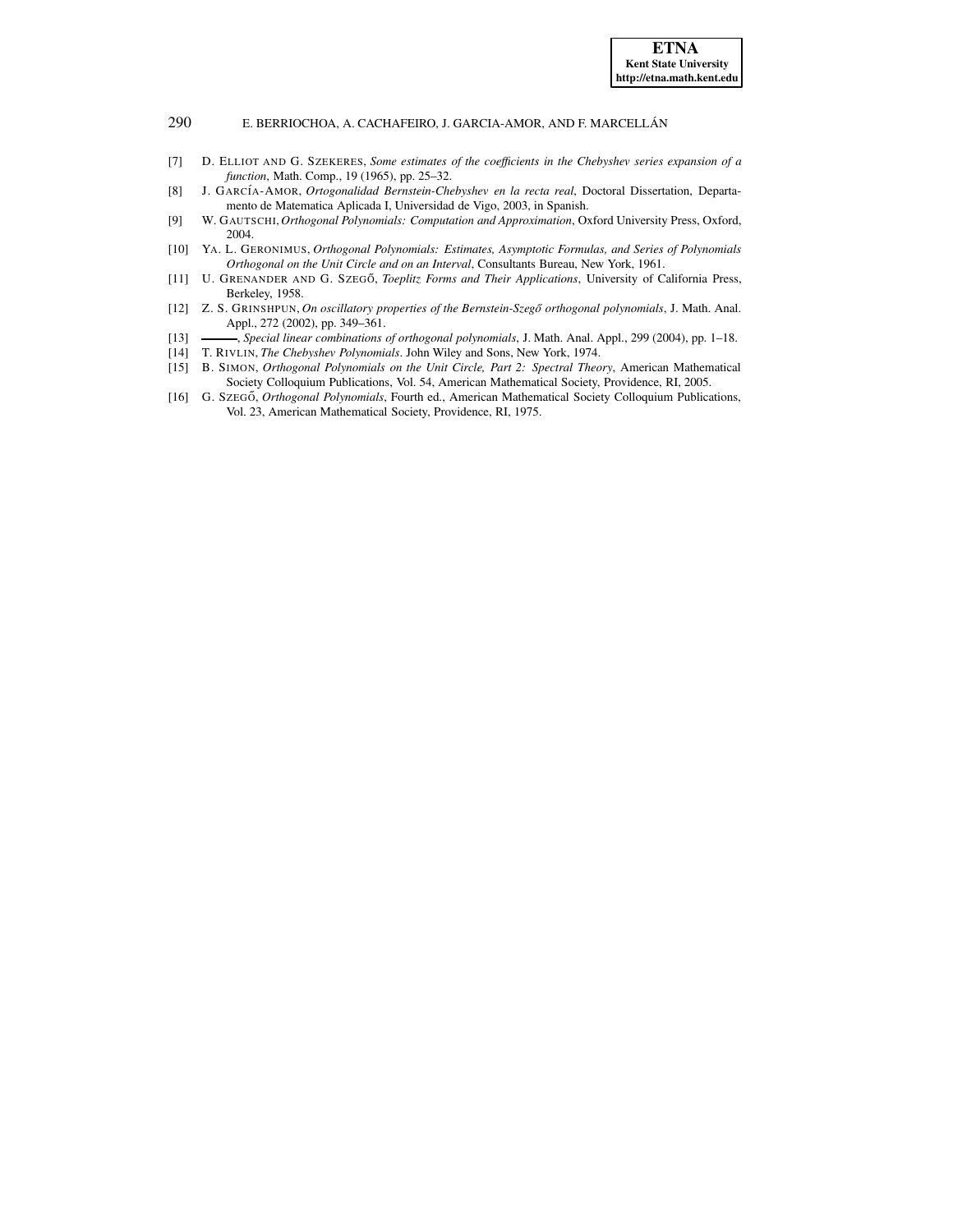- [7] D. Elliot and G. Szekeres, *Some estimates of the coefficients in the Chebyshev series expansion of a function*, Math. Comp., 19 (1965), pp. 25–32.
- [8] J. García-Amor, *Ortogonalidad Bernstein-Chebyshev en la recta real*, Doctoral Dissertation, Departamento de Matematica Aplicada I, Universidad de Vigo, 2003, in Spanish.
- [9] W. Gautschi, *Orthogonal Polynomials: Computation and Approximation*, Oxford University Press, Oxford, 2004.
- [10] Ya. L. Geronimus, *Orthogonal Polynomials: Estimates, Asymptotic Formulas, and Series of Polynomials Orthogonal on the Unit Circle and on an Interval*, Consultants Bureau, New York, 1961.
- [11] U. Grenander and G. Szegő, *Toeplitz Forms and Their Applications*, University of California Press, Berkeley, 1958.
- [12] Z. S. Grinshpun, *On oscillatory properties of the Bernstein-Szegő orthogonal polynomials*, J. Math. Anal. Appl., 272 (2002), pp. 349–361.
- [13] ———, *Special linear combinations of orthogonal polynomials*, J. Math. Anal. Appl., 299 (2004), pp. 1–18.
- [14] T. Rivlin, *The Chebyshev Polynomials*. John Wiley and Sons, New York, 1974.
- [15] B. Simon, *Orthogonal Polynomials on the Unit Circle, Part 2: Spectral Theory*, American Mathematical Society Colloquium Publications, Vol. 54, American Mathematical Society, Providence, RI, 2005.
- [16] G. Szegő, *Orthogonal Polynomials*, Fourth ed., American Mathematical Society Colloquium Publications, Vol. 23, American Mathematical Society, Providence, RI, 1975.